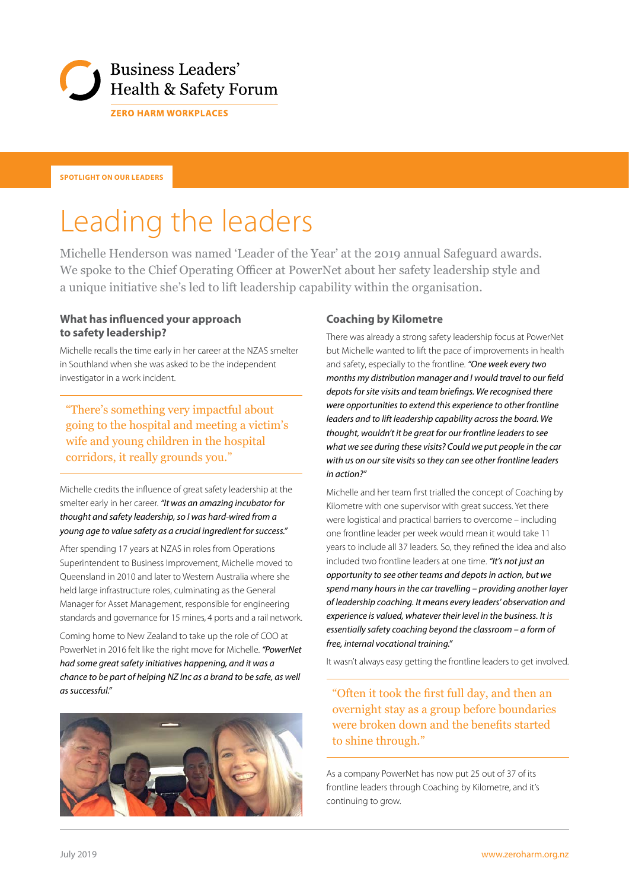Business Leaders' Health & Safety Forum

ZERO HARM WORKPLACES

SPOTLIGHT ON OUR LEADERS

# Leading the leaders

Michelle Henderson was named 'Leader of the Year' at the 2019 annual Safeguard awards. We spoke to the Chief Operating Officer at PowerNet about her safety leadership style and a unique initiative she's led to lift leadership capability within the organisation.

## What has influenced your approach to safety leadership?

Michelle recalls the time early in her career at the NZAS smelter in Southland when she was asked to be the independent investigator in a work incident.

> "There's something very impactful about going to the hospital and meeting a victim's wife and young children in the hospital corridors, it really grounds you."

Michelle credits the influence of great safety leadership at the smelter early in her career. *"It was an amazing incubator for thought and safety leadership, so I was hard-wired from a young age to value safety as a crucial ingredient for success."*

After spending 17 years at NZAS in roles from Operations Superintendent to Business Improvement, Michelle moved to Queensland in 2010 and later to Western Australia where she held large infrastructure roles, culminating as the General Manager for Asset Management, responsible for engineering standards and governance for 15 mines, 4 ports and a rail network.

Coming home to New Zealand to take up the role of COO at PowerNet in 2016 felt like the right move for Michelle. *"PowerNet had some great safety initiatives happening, and it was a chance to be part of helping NZ Inc as a brand to be safe, as well as successful."*

## Coaching by Kilometre

There was already a strong safety leadership focus at PowerNet but Michelle wanted to lift the pace of improvements in health and safety, especially to the frontline. *"One week every two months my distribution manager and I would travel to our field depots for site visits and team briefings. We recognised there were opportunities to extend this experience to other frontline leaders and to lift leadership capability across the board. We thought, wouldn't it be great for our frontline leaders to see what we see during these visits? Could we put people in the car with us on our site visits so they can see other frontline leaders in action?"*

Michelle and her team first trialled the concept of Coaching by Kilometre with one supervisor with great success. Yet there were logistical and practical barriers to overcome – including one frontline leader per week would mean it would take 11 years to include all 37 leaders. So, they refined the idea and also included two frontline leaders at one time. *"It's not just an opportunity to see other teams and depots in action, but we spend many hours in the car travelling – providing another layer of leadership coaching. It means every leaders' observation and experience is valued, whatever their level in the business. It is essentially safety coaching beyond the classroom – a form of free, internal vocational training."*

It wasn't always easy getting the frontline leaders to get involved.

> "Often it took the first full day, and then an overnight stay as a group before boundaries were broken down and the benefits started to shine through."

As a company PowerNet has now put 25 out of 37 of its frontline leaders through Coaching by Kilometre, and it's continuing to grow.

July 2019

www.zeroharm.org.nz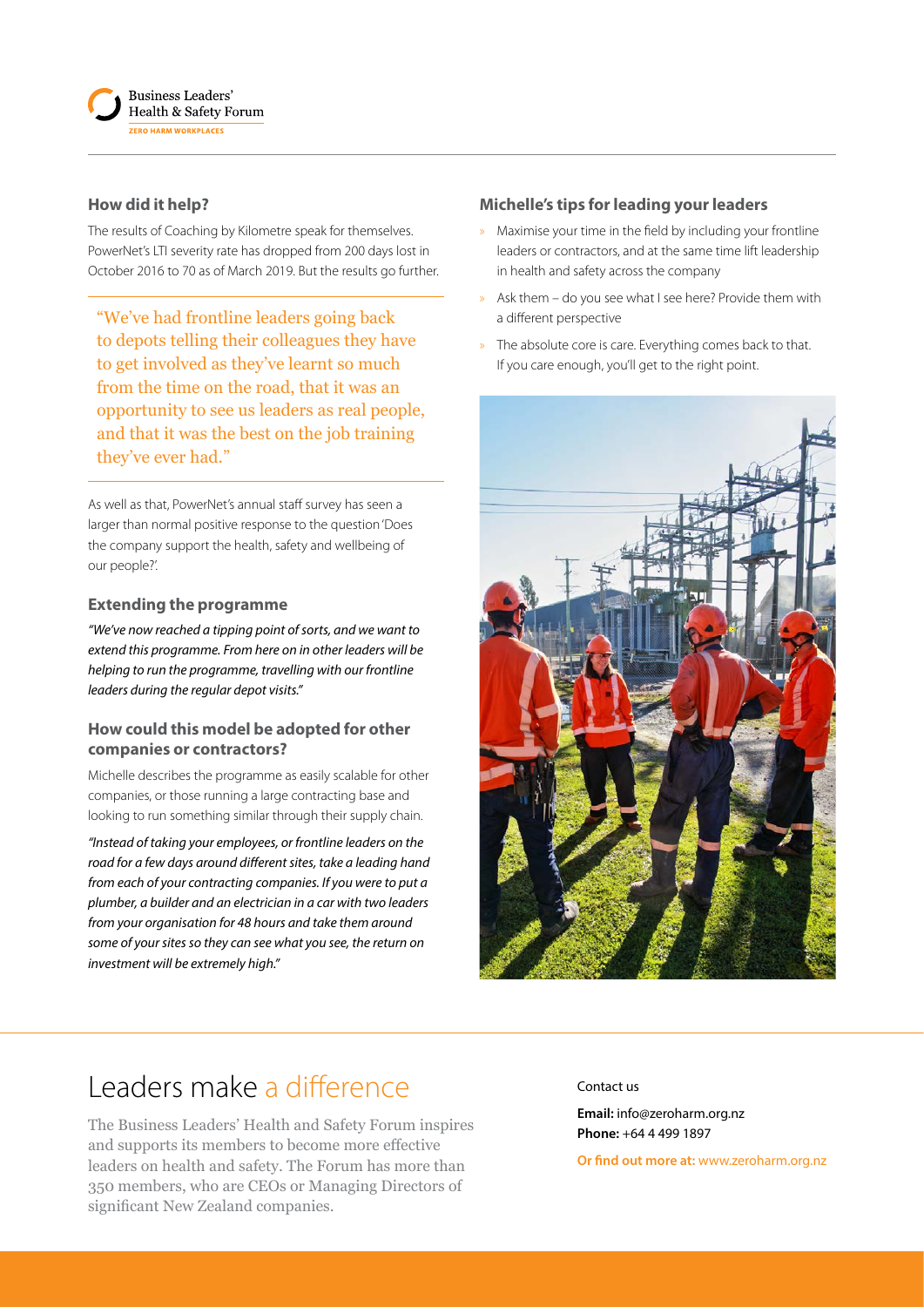## How did it help?

The results of Coaching by Kilometre speak for themselves. PowerNet's LTI severity rate has dropped from 200 days lost in October 2016 to 70 as of March 2019. But the results go further.

> "We've had frontline leaders going back to depots telling their colleagues they have to get involved as they've learnt so much from the time on the road, that it was an opportunity to see us leaders as real people, and that it was the best on the job training they've ever had."

As well as that, PowerNet's annual staff survey has seen a larger than normal positive response to the question 'Does the company support the health, safety and wellbeing of our people?'.

### Extending the programme

*"We've now reached a tipping point of sorts, and we want to extend this programme. From here on in other leaders will be helping to run the programme, travelling with our frontline leaders during the regular depot visits."*

### How could this model be adopted for other companies or contractors?

Michelle describes the programme as easily scalable for other companies, or those running a large contracting base and looking to run something similar through their supply chain.

*"Instead of taking your employees, or frontline leaders on the road for a few days around different sites, take a leading hand from each of your contracting companies. If you were to put a plumber, a builder and an electrician in a car with two leaders from your organisation for 48 hours and take them around some of your sites so they can see what you see, the return on investment will be extremely high."*

## Michelle's tips for leading your leaders

- Maximise your time in the field by including your frontline leaders or contractors, and at the same time lift leadership in health and safety across the company
- Ask them – do you see what I see here? Provide them with a different perspective
- The absolute core is care. Everything comes back to that. If you care enough, you'll get to the right point.

# Leaders make a difference

The Business Leaders' Health and Safety Forum inspires and supports its members to become more effective leaders on health and safety. The Forum has more than 350 members, who are CEOs or Managing Directors of significant New Zealand companies.

Contact us

**Email:** info@zeroharm.org.nz
**Phone:** +64 4 499 1897

**Or find out more at:** www.zeroharm.org.nz